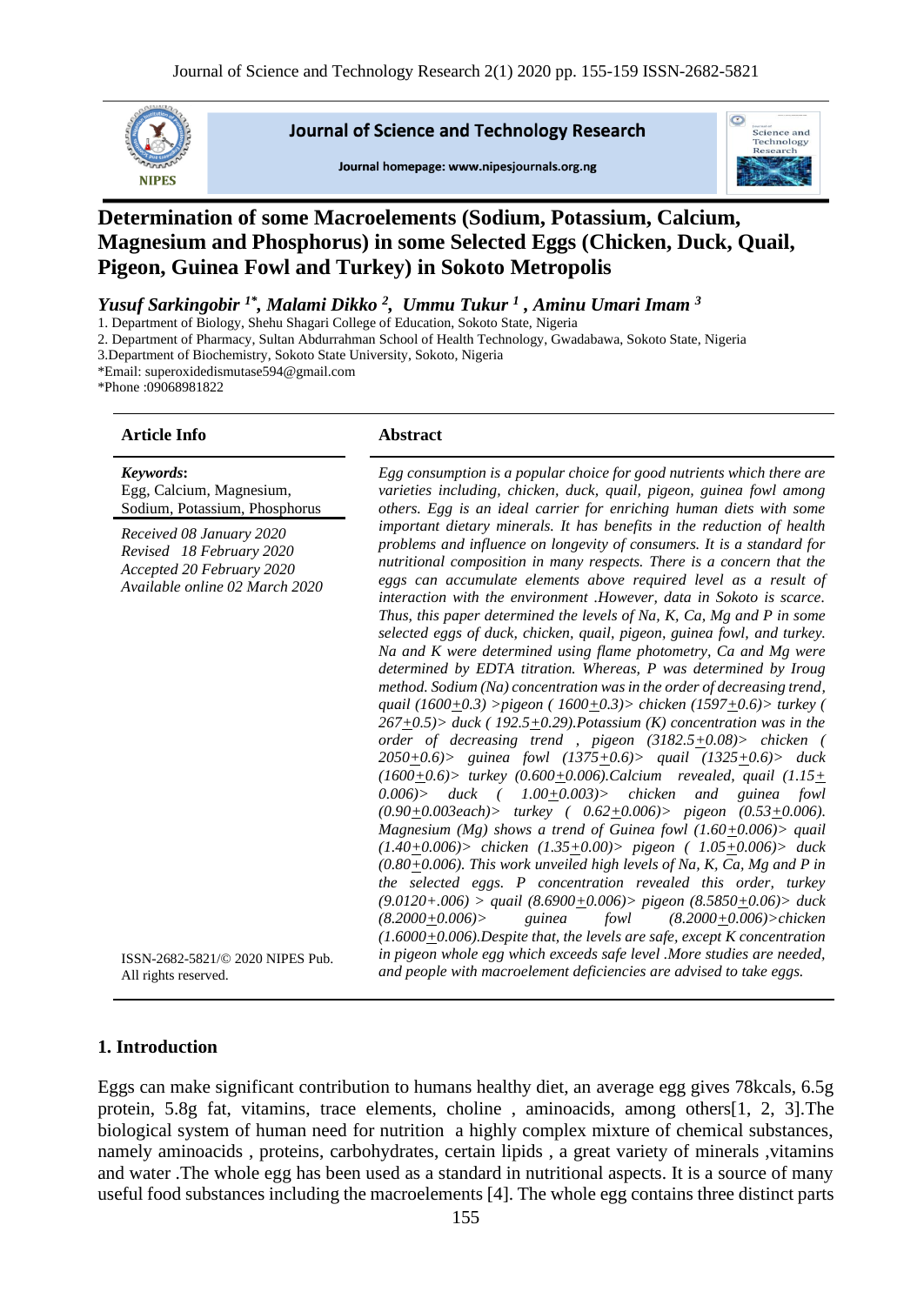Journal of Science and Technology Research

Journal homepage: www.nipesjournals.org.ng

# Determination of some Macroelements (Sodium, Potassium, Calcium, Magnesium and Phosphorus) in some Selected Eggs (Chicken, Duck, Quail, Pigeon, Guinea Fowl and Turkey) in Sokoto Metropolis

***Yusuf Sarkingobir [1*], Malami Dikko [2], Ummu Tukur [1], Aminu Umari Imam [3]***

1. Department of Biology, Shehu Shagari College of Education, Sokoto State, Nigeria
2. Department of Pharmacy, Sultan Abdurrahman School of Health Technology, Gwadabawa, Sokoto State, Nigeria
3. Department of Biochemistry, Sokoto State University, Sokoto, Nigeria

*Email: superoxidedismutase594@gmail.com
*Phone :09068981822

**Article Info**

***Keywords*:** Egg, Calcium, Magnesium, Sodium, Potassium, Phosphorus

*Received 08 January 2020*
*Revised 18 February 2020*
*Accepted 20 February 2020*
*Available online 02 March 2020*

ISSN-2682-5821/© 2020 NIPES Pub. All rights reserved.

**Abstract**

*Egg consumption is a popular choice for good nutrients which there are varieties including, chicken, duck, quail, pigeon, guinea fowl and turkey among others. Egg is an ideal carrier for enriching human diets with some important dietary minerals. It has benefits in the reduction of health problems and influence on longevity of consumers. It is a standard for nutritional composition in many respects. There is a concern that the eggs can accumulate elements above required level as a result of interaction with the environment .However, data in Sokoto is scarce. Thus, this paper determined the levels of Na, K, Ca, Mg and P in some selected eggs of duck, chicken, quail, pigeon, guinea fowl, and turkey. Na and K were determined using flame photometry, Ca and Mg were determined by EDTA titration. Whereas, P was determined by Iroug method. Sodium (Na) concentration was in the order of decreasing trend, quail (1600±0.3) >pigeon ( 1600±0.3)> chicken (1597±0.6)> turkey ( 267±0.5)> duck ( 192.5±0.29).Potassium (K) concentration was in the order of decreasing trend , pigeon (3182.5±0.08)> chicken ( 2050±0.6)> guinea fowl (1375±0.6)> quail (1325±0.6)> duck (1600±0.6)> turkey (0.600±0.006).Calcium revealed, quail (1.15± 0.006)> duck ( 1.00±0.003)> chicken and guinea fowl (0.90±0.003each)> turkey ( 0.62±0.006)> pigeon (0.53±0.006). Magnesium (Mg) shows a trend of Guinea fowl (1.60±0.006)> quail (1.40±0.006)> chicken (1.35±0.00)> pigeon ( 1.05±0.006)> duck (0.80±0.006). This work unveiled high levels of Na, K, Ca, Mg and P in the selected eggs. P concentration revealed this order, turkey (9.0120+.006) > quail (8.6900±0.006)> pigeon (8.5850±0.06)> duck (8.2000±0.006)> guinea fowl (8.2000±0.006)>chicken (1.6000±0.006).Despite that, the levels are safe, except K concentration in pigeon whole egg which exceeds safe level .More studies are needed, and people with macroelement deficiencies are advised to take eggs.*

## 1. Introduction

Eggs can make significant contribution to humans healthy diet, an average egg gives 78kcals, 6.5g protein, 5.8g fat, vitamins, trace elements, choline , aminoacids, among others[1, 2, 3].The biological system of human need for nutrition a highly complex mixture of chemical substances, namely aminoacids , proteins, carbohydrates, certain lipids , a great variety of minerals ,vitamins and water .The whole egg has been used as a standard in nutritional aspects. It is a source of many useful food substances including the macroelements [4]. The whole egg contains three distinct parts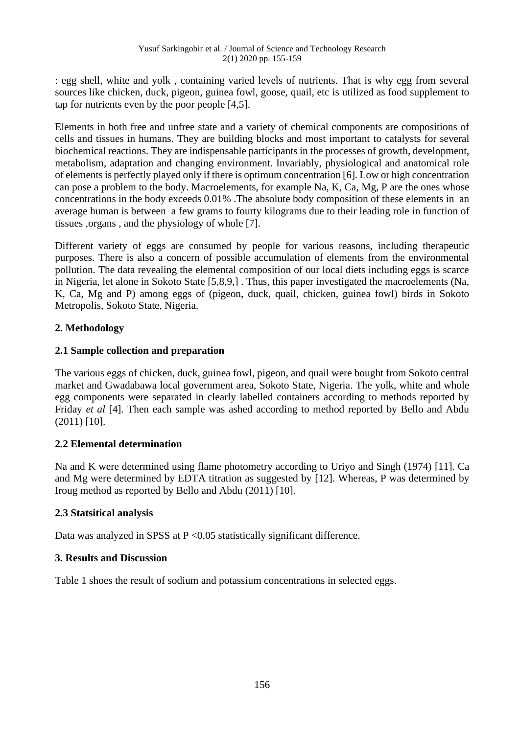: egg shell, white and yolk , containing varied levels of nutrients. That is why egg from several sources like chicken, duck, pigeon, guinea fowl, goose, quail, etc is utilized as food supplement to tap for nutrients even by the poor people [4,5].

Elements in both free and unfree state and a variety of chemical components are compositions of cells and tissues in humans. They are building blocks and most important to catalysts for several biochemical reactions. They are indispensable participants in the processes of growth, development, metabolism, adaptation and changing environment. Invariably, physiological and anatomical role of elements is perfectly played only if there is optimum concentration [6]. Low or high concentration can pose a problem to the body. Macroelements, for example Na, K, Ca, Mg, P are the ones whose concentrations in the body exceeds 0.01% .The absolute body composition of these elements in an average human is between a few grams to fourty kilograms due to their leading role in function of tissues ,organs , and the physiology of whole [7].

Different variety of eggs are consumed by people for various reasons, including therapeutic purposes. There is also a concern of possible accumulation of elements from the environmental pollution. The data revealing the elemental composition of our local diets including eggs is scarce in Nigeria, let alone in Sokoto State [5,8,9,] . Thus, this paper investigated the macroelements (Na, K, Ca, Mg and P) among eggs of (pigeon, duck, quail, chicken, guinea fowl) birds in Sokoto Metropolis, Sokoto State, Nigeria.

## 2. Methodology

### 2.1 Sample collection and preparation

The various eggs of chicken, duck, guinea fowl, pigeon, and quail were bought from Sokoto central market and Gwadabawa local government area, Sokoto State, Nigeria. The yolk, white and whole egg components were separated in clearly labelled containers according to methods reported by Friday *et al* [4]. Then each sample was ashed according to method reported by Bello and Abdu (2011) [10].

### 2.2 Elemental determination

Na and K were determined using flame photometry according to Uriyo and Singh (1974) [11]. Ca and Mg were determined by EDTA titration as suggested by [12]. Whereas, P was determined by Iroug method as reported by Bello and Abdu (2011) [10].

### 2.3 Statsitical analysis

Data was analyzed in SPSS at $P < 0.05$ statistically significant difference.

## 3. Results and Discussion

Table 1 shoes the result of sodium and potassium concentrations in selected eggs.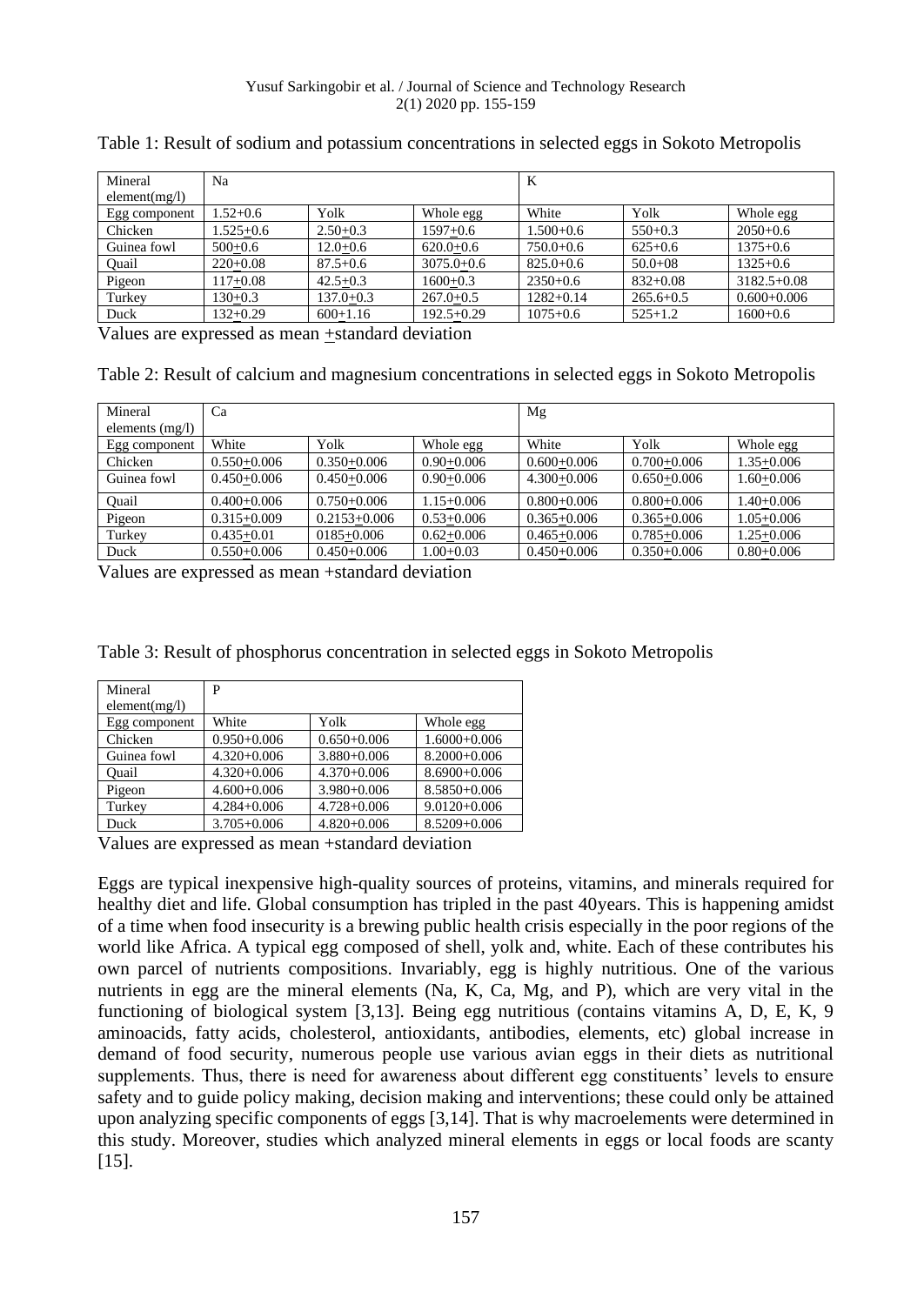Table 1: Result of sodium and potassium concentrations in selected eggs in Sokoto Metropolis

| Mineral element(mg/l) | Na | | | K | | |
|---|---|---|---|---|---|---|
| Egg component | 1.52+0.6 | Yolk | Whole egg | White | Yolk | Whole egg |
| Chicken | 1.525+0.6 | 2.50+0.3 | 1597+0.6 | 1.500+0.6 | 550+0.3 | 2050+0.6 |
| Guinea fowl | 500+0.6 | 12.0+0.6 | 620.0+0.6 | 750.0+0.6 | 625+0.6 | 1375+0.6 |
| Quail | 220+0.08 | 87.5+0.6 | 3075.0+0.6 | 825.0+0.6 | 50.0+08 | 1325+0.6 |
| Pigeon | 117+0.08 | 42.5+0.3 | 1600+0.3 | 2350+0.6 | 832+0.08 | 3182.5+0.08 |
| Turkey | 130+0.3 | 137.0+0.3 | 267.0+0.5 | 1282+0.14 | 265.6+0.5 | 0.600+0.006 |
| Duck | 132+0.29 | 600+1.16 | 192.5+0.29 | 1075+0.6 | 525+1.2 | 1600+0.6 |

Values are expressed as mean ±standard deviation

Table 2: Result of calcium and magnesium concentrations in selected eggs in Sokoto Metropolis

| Mineral elements (mg/l) | Ca | | | Mg | | |
|---|---|---|---|---|---|---|
| Egg component | White | Yolk | Whole egg | White | Yolk | Whole egg |
| Chicken | 0.550+0.006 | 0.350+0.006 | 0.90+0.006 | 0.600+0.006 | 0.700+0.006 | 1.35+0.006 |
| Guinea fowl | 0.450+0.006 | 0.450+0.006 | 0.90+0.006 | 4.300+0.006 | 0.650+0.006 | 1.60+0.006 |
| Quail | 0.400+0.006 | 0.750+0.006 | 1.15+0.006 | 0.800+0.006 | 0.800+0.006 | 1.40+0.006 |
| Pigeon | 0.315+0.009 | 0.2153+0.006 | 0.53+0.006 | 0.365+0.006 | 0.365+0.006 | 1.05+0.006 |
| Turkey | 0.435+0.01 | 0185+0.006 | 0.62+0.006 | 0.465+0.006 | 0.785+0.006 | 1.25+0.006 |
| Duck | 0.550+0.006 | 0.450+0.006 | 1.00+0.03 | 0.450+0.006 | 0.350+0.006 | 0.80+0.006 |

Values are expressed as mean +standard deviation

Table 3: Result of phosphorus concentration in selected eggs in Sokoto Metropolis

| Mineral element(mg/l) | P | | |
|---|---|---|---|
| Egg component | White | Yolk | Whole egg |
| Chicken | 0.950+0.006 | 0.650+0.006 | 1.6000+0.006 |
| Guinea fowl | 4.320+0.006 | 3.880+0.006 | 8.2000+0.006 |
| Quail | 4.320+0.006 | 4.370+0.006 | 8.6900+0.006 |
| Pigeon | 4.600+0.006 | 3.980+0.006 | 8.5850+0.006 |
| Turkey | 4.284+0.006 | 4.728+0.006 | 9.0120+0.006 |
| Duck | 3.705+0.006 | 4.820+0.006 | 8.5209+0.006 |

Values are expressed as mean +standard deviation

Eggs are typical inexpensive high-quality sources of proteins, vitamins, and minerals required for healthy diet and life. Global consumption has tripled in the past 40years. This is happening amidst of a time when food insecurity is a brewing public health crisis especially in the poor regions of the world like Africa. A typical egg composed of shell, yolk and, white. Each of these contributes his own parcel of nutrients compositions. Invariably, egg is highly nutritious. One of the various nutrients in egg are the mineral elements (Na, K, Ca, Mg, and P), which are very vital in the functioning of biological system [3,13]. Being egg nutritious (contains vitamins A, D, E, K, 9 aminoacids, fatty acids, cholesterol, antioxidants, antibodies, elements, etc) global increase in demand of food security, numerous people use various avian eggs in their diets as nutritional supplements. Thus, there is need for awareness about different egg constituents' levels to ensure safety and to guide policy making, decision making and interventions; these could only be attained upon analyzing specific components of eggs [3,14]. That is why macroelements were determined in this study. Moreover, studies which analyzed mineral elements in eggs or local foods are scanty [15].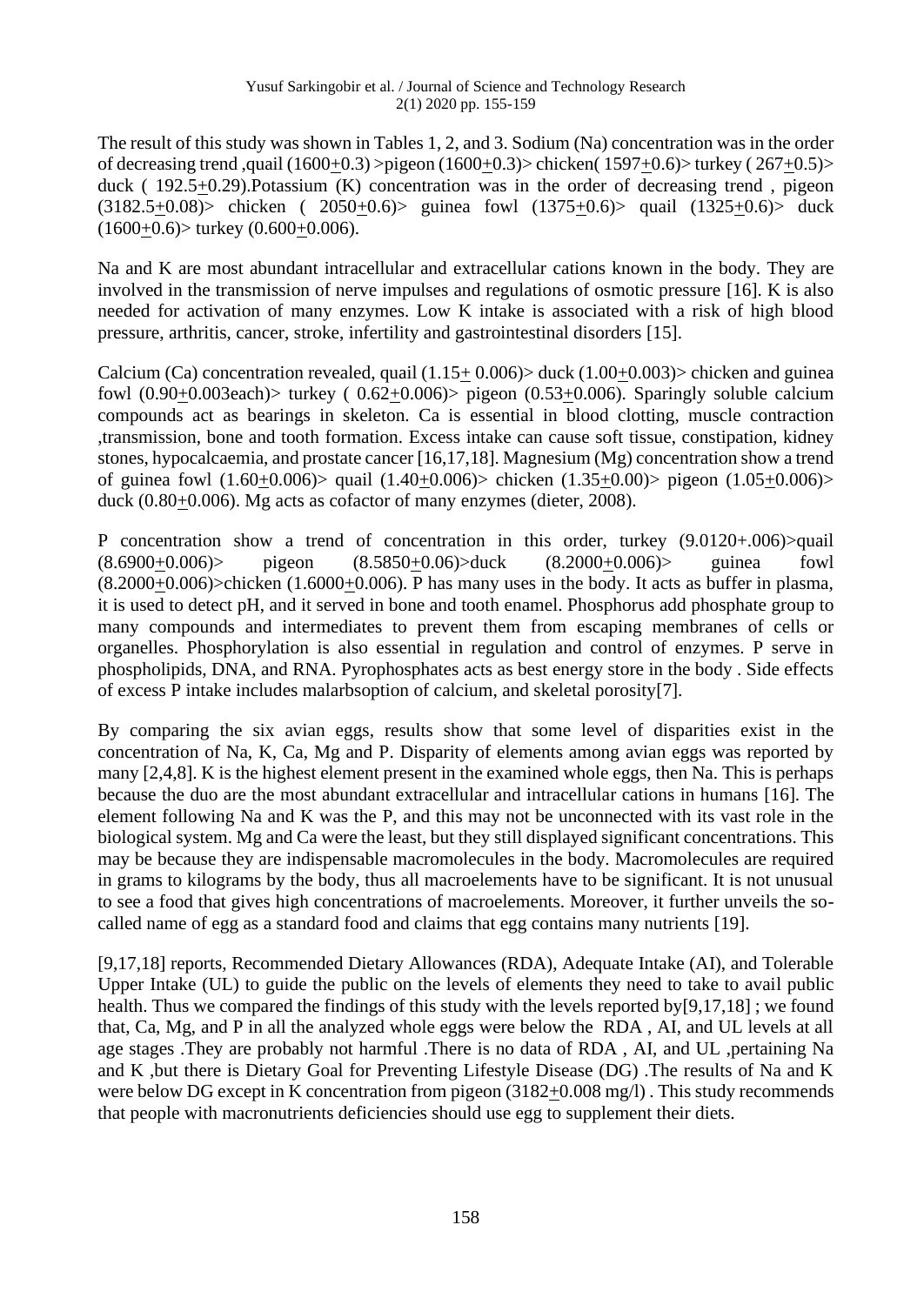The result of this study was shown in Tables 1, 2, and 3. Sodium (Na) concentration was in the order of decreasing trend ,quail (1600$\pm$0.3) >pigeon (1600$\pm$0.3)> chicken( 1597$\pm$0.6)> turkey ( 267$\pm$0.5)> duck ( 192.5$\pm$0.29).Potassium (K) concentration was in the order of decreasing trend , pigeon (3182.5$\pm$0.08)> chicken ( 2050$\pm$0.6)> guinea fowl (1375$\pm$0.6)> quail (1325$\pm$0.6)> duck (1600$\pm$0.6)> turkey (0.600$\pm$0.006).

Na and K are most abundant intracellular and extracellular cations known in the body. They are involved in the transmission of nerve impulses and regulations of osmotic pressure [16]. K is also needed for activation of many enzymes. Low K intake is associated with a risk of high blood pressure, arthritis, cancer, stroke, infertility and gastrointestinal disorders [15].

Calcium (Ca) concentration revealed, quail (1.15$\pm$ 0.006)> duck (1.00$\pm$0.003)> chicken and guinea fowl (0.90$\pm$0.003each)> turkey ( 0.62$\pm$0.006)> pigeon (0.53$\pm$0.006). Sparingly soluble calcium compounds act as bearings in skeleton. Ca is essential in blood clotting, muscle contraction ,transmission, bone and tooth formation. Excess intake can cause soft tissue, constipation, kidney stones, hypocalcaemia, and prostate cancer [16,17,18]. Magnesium (Mg) concentration show a trend of guinea fowl (1.60$\pm$0.006)> quail (1.40$\pm$0.006)> chicken (1.35$\pm$0.00)> pigeon (1.05$\pm$0.006)> duck (0.80$\pm$0.006). Mg acts as cofactor of many enzymes (dieter, 2008).

P concentration show a trend of concentration in this order, turkey (9.0120+.006)>quail (8.6900$\pm$0.006)> pigeon (8.5850$\pm$0.06)>duck (8.2000$\pm$0.006)> guinea fowl (8.2000$\pm$0.006)>chicken (1.6000$\pm$0.006). P has many uses in the body. It acts as buffer in plasma, it is used to detect pH, and it served in bone and tooth enamel. Phosphorus add phosphate group to many compounds and intermediates to prevent them from escaping membranes of cells or organelles. Phosphorylation is also essential in regulation and control of enzymes. P serve in phospholipids, DNA, and RNA. Pyrophosphates acts as best energy store in the body . Side effects of excess P intake includes malarbsoption of calcium, and skeletal porosity[7].

By comparing the six avian eggs, results show that some level of disparities exist in the concentration of Na, K, Ca, Mg and P. Disparity of elements among avian eggs was reported by many [2,4,8]. K is the highest element present in the examined whole eggs, then Na. This is perhaps because the duo are the most abundant extracellular and intracellular cations in humans [16]. The element following Na and K was the P, and this may not be unconnected with its vast role in the biological system. Mg and Ca were the least, but they still displayed significant concentrations. This may be because they are indispensable macromolecules in the body. Macromolecules are required in grams to kilograms by the body, thus all macroelements have to be significant. It is not unusual to see a food that gives high concentrations of macroelements. Moreover, it further unveils the so-called name of egg as a standard food and claims that egg contains many nutrients [19].

[9,17,18] reports, Recommended Dietary Allowances (RDA), Adequate Intake (AI), and Tolerable Upper Intake (UL) to guide the public on the levels of elements they need to take to avail public health. Thus we compared the findings of this study with the levels reported by[9,17,18] ; we found that, Ca, Mg, and P in all the analyzed whole eggs were below the RDA , AI, and UL levels at all age stages .They are probably not harmful .There is no data of RDA , AI, and UL ,pertaining Na and K ,but there is Dietary Goal for Preventing Lifestyle Disease (DG) .The results of Na and K were below DG except in K concentration from pigeon (3182$\pm$0.008 mg/l) . This study recommends that people with macronutrients deficiencies should use egg to supplement their diets.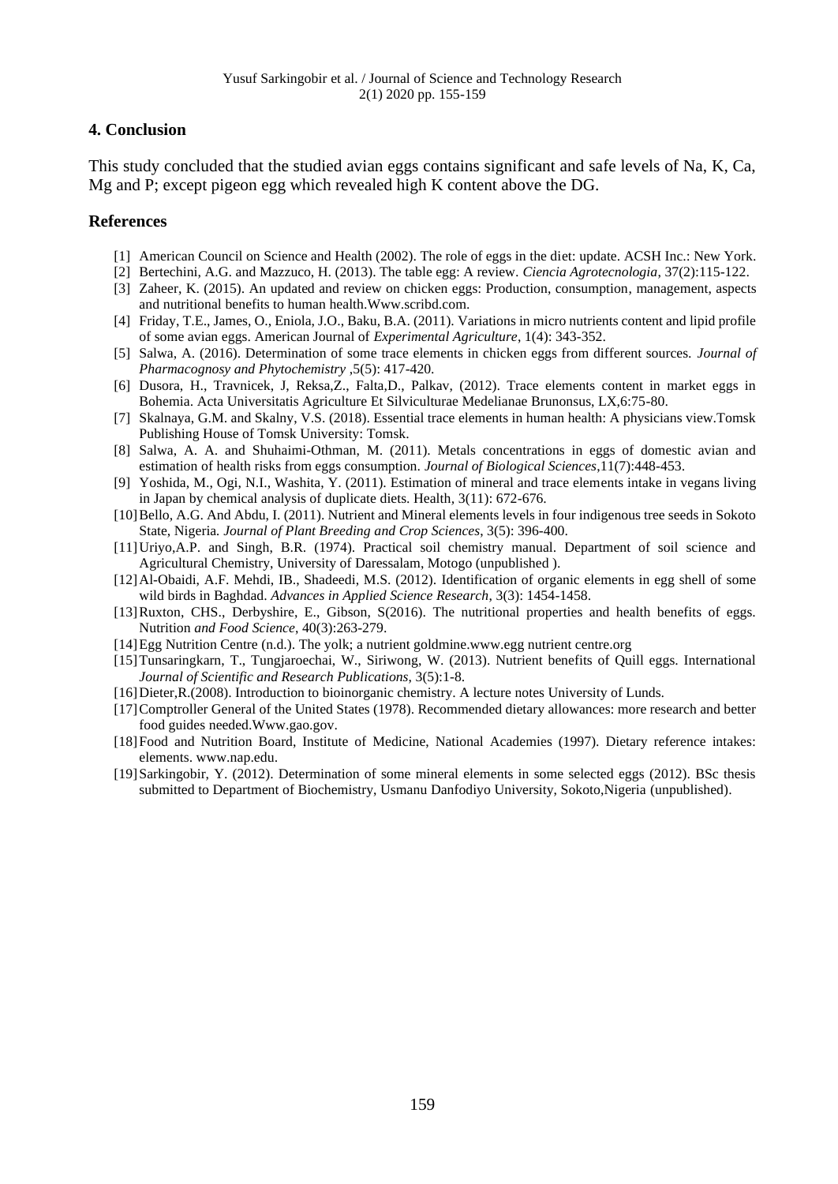## 4. Conclusion

This study concluded that the studied avian eggs contains significant and safe levels of Na, K, Ca, Mg and P; except pigeon egg which revealed high K content above the DG.

## References

[1] American Council on Science and Health (2002). The role of eggs in the diet: update. ACSH Inc.: New York.

[2] Bertechini, A.G. and Mazzuco, H. (2013). The table egg: A review. *Ciencia Agrotecnologia*, 37(2):115-122.

[3] Zaheer, K. (2015). An updated and review on chicken eggs: Production, consumption, management, aspects and nutritional benefits to human health.Www.scribd.com.

[4] Friday, T.E., James, O., Eniola, J.O., Baku, B.A. (2011). Variations in micro nutrients content and lipid profile of some avian eggs. American Journal of *Experimental Agriculture*, 1(4): 343-352.

[5] Salwa, A. (2016). Determination of some trace elements in chicken eggs from different sources. *Journal of Pharmacognosy and Phytochemistry* ,5(5): 417-420.

[6] Dusora, H., Travnicek, J, Reksa,Z., Falta,D., Palkav, (2012). Trace elements content in market eggs in Bohemia. Acta Universitatis Agriculture Et Silviculturae Medelianae Brunonsus, LX,6:75-80.

[7] Skalnaya, G.M. and Skalny, V.S. (2018). Essential trace elements in human health: A physicians view.Tomsk Publishing House of Tomsk University: Tomsk.

[8] Salwa, A. A. and Shuhaimi-Othman, M. (2011). Metals concentrations in eggs of domestic avian and estimation of health risks from eggs consumption. *Journal of Biological Sciences*,11(7):448-453.

[9] Yoshida, M., Ogi, N.I., Washita, Y. (2011). Estimation of mineral and trace elements intake in vegans living in Japan by chemical analysis of duplicate diets. Health, 3(11): 672-676.

[10] Bello, A.G. And Abdu, I. (2011). Nutrient and Mineral elements levels in four indigenous tree seeds in Sokoto State, Nigeria. *Journal of Plant Breeding and Crop Sciences*, 3(5): 396-400.

[11] Uriyo,A.P. and Singh, B.R. (1974). Practical soil chemistry manual. Department of soil science and Agricultural Chemistry, University of Daressalam, Motogo (unpublished ).

[12] Al-Obaidi, A.F. Mehdi, IB., Shadeedi, M.S. (2012). Identification of organic elements in egg shell of some wild birds in Baghdad. *Advances in Applied Science Research*, 3(3): 1454-1458.

[13] Ruxton, CHS., Derbyshire, E., Gibson, S(2016). The nutritional properties and health benefits of eggs. Nutrition *and Food Science*, 40(3):263-279.

[14] Egg Nutrition Centre (n.d.). The yolk; a nutrient goldmine.www.egg nutrient centre.org

[15] Tunsaringkarn, T., Tungjaroechai, W., Siriwong, W. (2013). Nutrient benefits of Quill eggs. International *Journal of Scientific and Research Publications*, 3(5):1-8.

[16] Dieter,R.(2008). Introduction to bioinorganic chemistry. A lecture notes University of Lunds.

[17] Comptroller General of the United States (1978). Recommended dietary allowances: more research and better food guides needed.Www.gao.gov.

[18] Food and Nutrition Board, Institute of Medicine, National Academies (1997). Dietary reference intakes: elements. www.nap.edu.

[19] Sarkingobir, Y. (2012). Determination of some mineral elements in some selected eggs (2012). BSc thesis submitted to Department of Biochemistry, Usmanu Danfodiyo University, Sokoto,Nigeria (unpublished).